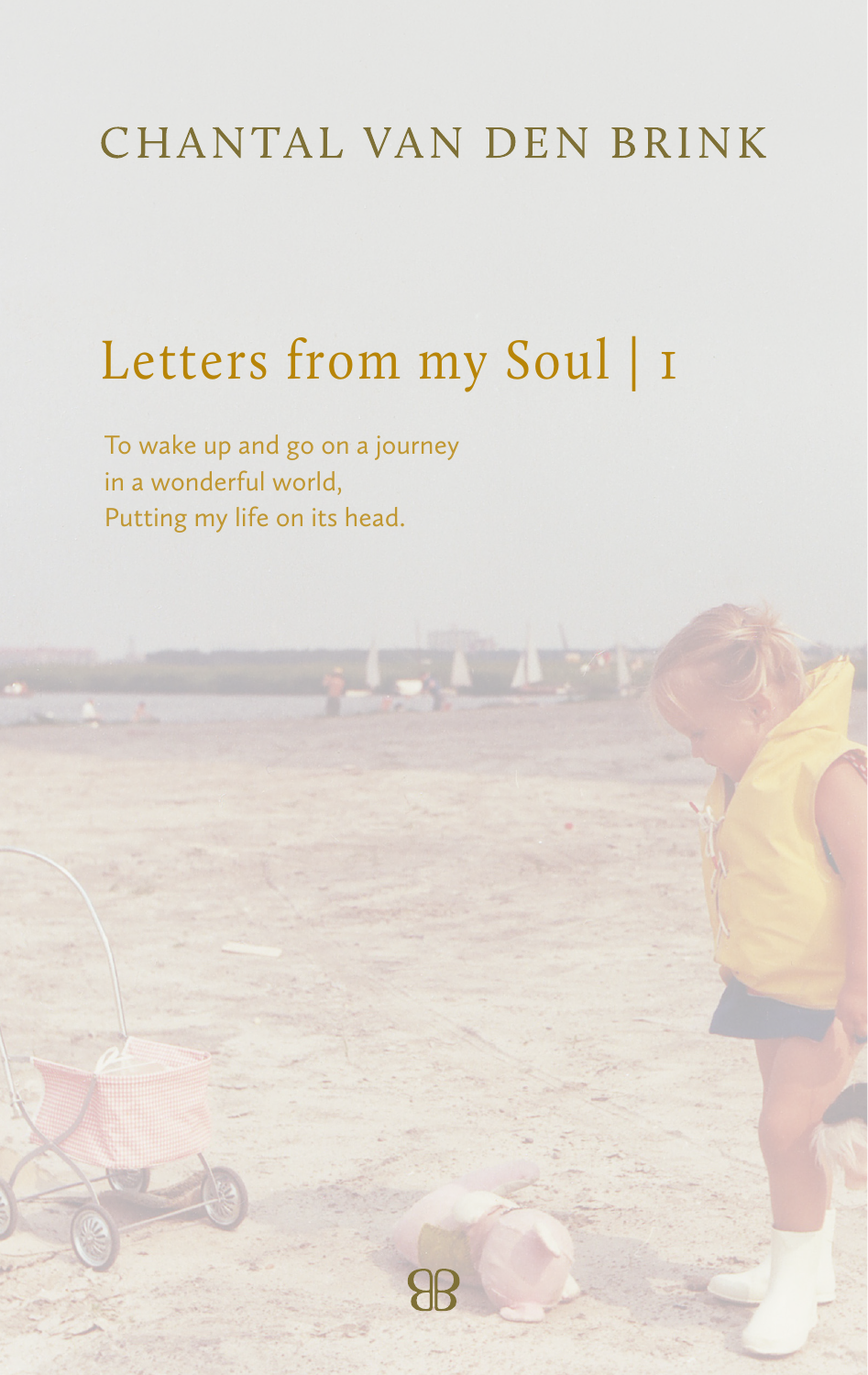CHANTAL VAN DEN BRINK

# Letters from my Soul | 1

To wake up and go on a journey
in a wonderful world,
Putting my life on its head.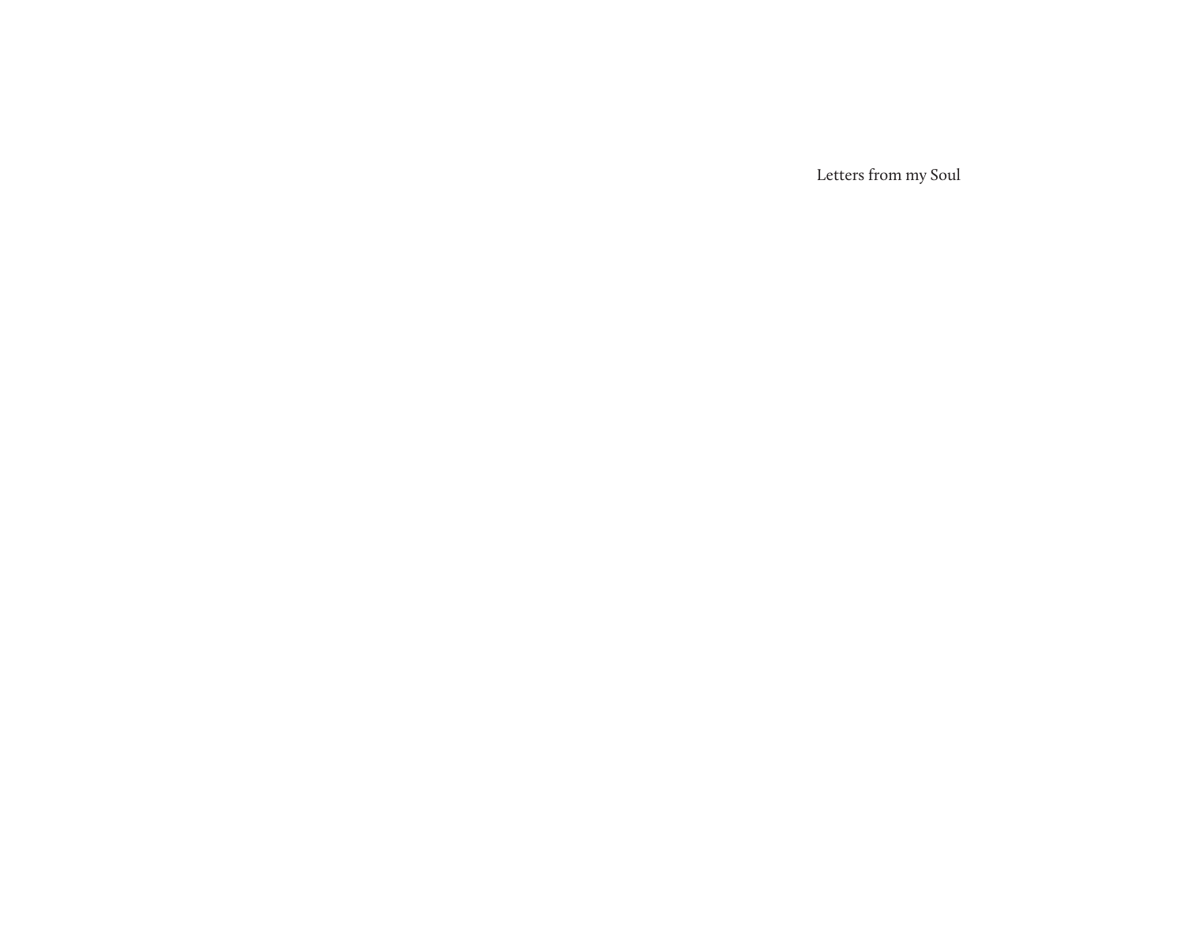Letters from my Soul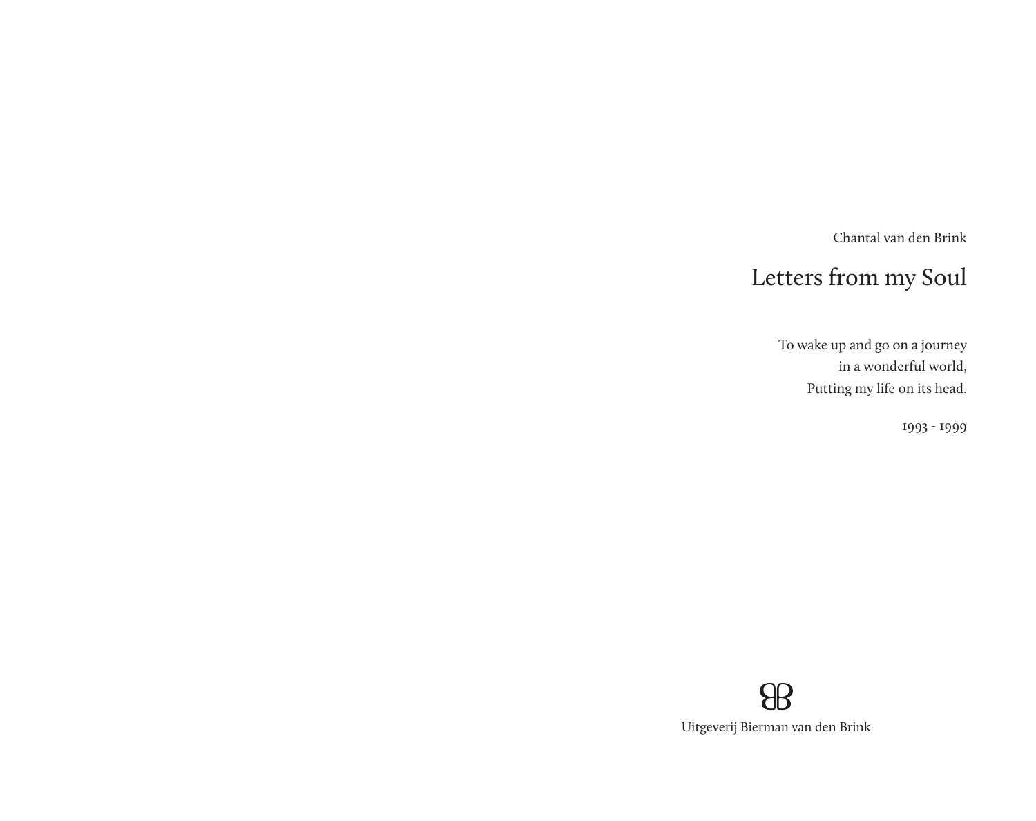Chantal van den Brink

# Letters from my Soul

To wake up and go on a journey
in a wonderful world,
Putting my life on its head.

1993 - 1999

Uitgeverij Bierman van den Brink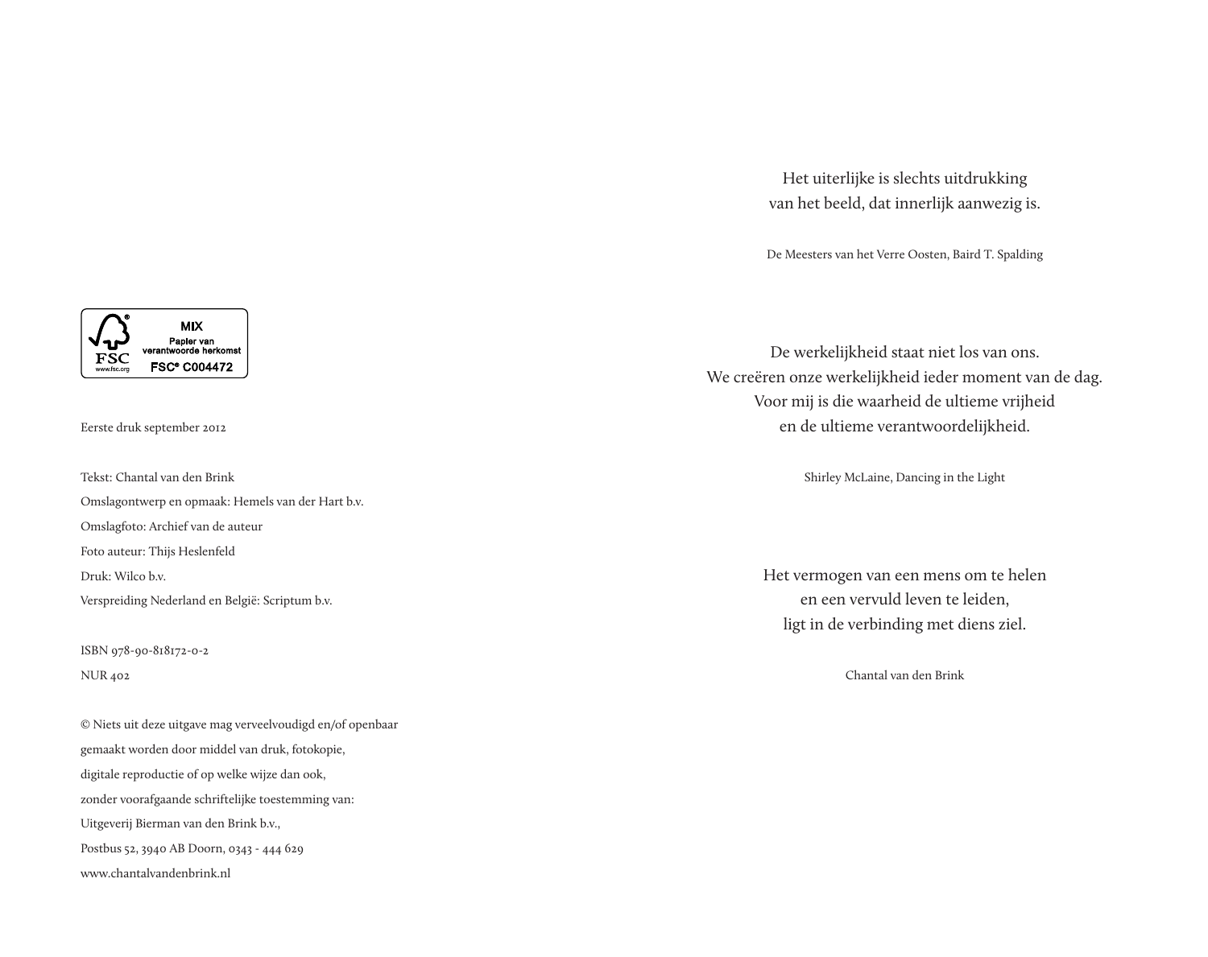MIX
Papier van verantwoorde herkomst
FSC® C004472

Eerste druk september 2012

Tekst: Chantal van den Brink
Omslagontwerp en opmaak: Hemels van der Hart b.v.
Omslagfoto: Archief van de auteur
Foto auteur: Thijs Heslenfeld
Druk: Wilco b.v.
Verspreiding Nederland en België: Scriptum b.v.

ISBN 978-90-818172-0-2
NUR 402

© Niets uit deze uitgave mag verveelvoudigd en/of openbaar gemaakt worden door middel van druk, fotokopie, digitale reproductie of op welke wijze dan ook, zonder voorafgaande schriftelijke toestemming van: Uitgeverij Bierman van den Brink b.v., Postbus 52, 3940 AB Doorn, 0343 - 444 629
www.chantalvandenbrink.nl

Het uiterlijke is slechts uitdrukking
van het beeld, dat innerlijk aanwezig is.

De Meesters van het Verre Oosten, Baird T. Spalding

De werkelijkheid staat niet los van ons.
We creëren onze werkelijkheid ieder moment van de dag.
Voor mij is die waarheid de ultieme vrijheid
en de ultieme verantwoordelijkheid.

Shirley McLaine, Dancing in the Light

Het vermogen van een mens om te helen
en een vervuld leven te leiden,
ligt in de verbinding met diens ziel.

Chantal van den Brink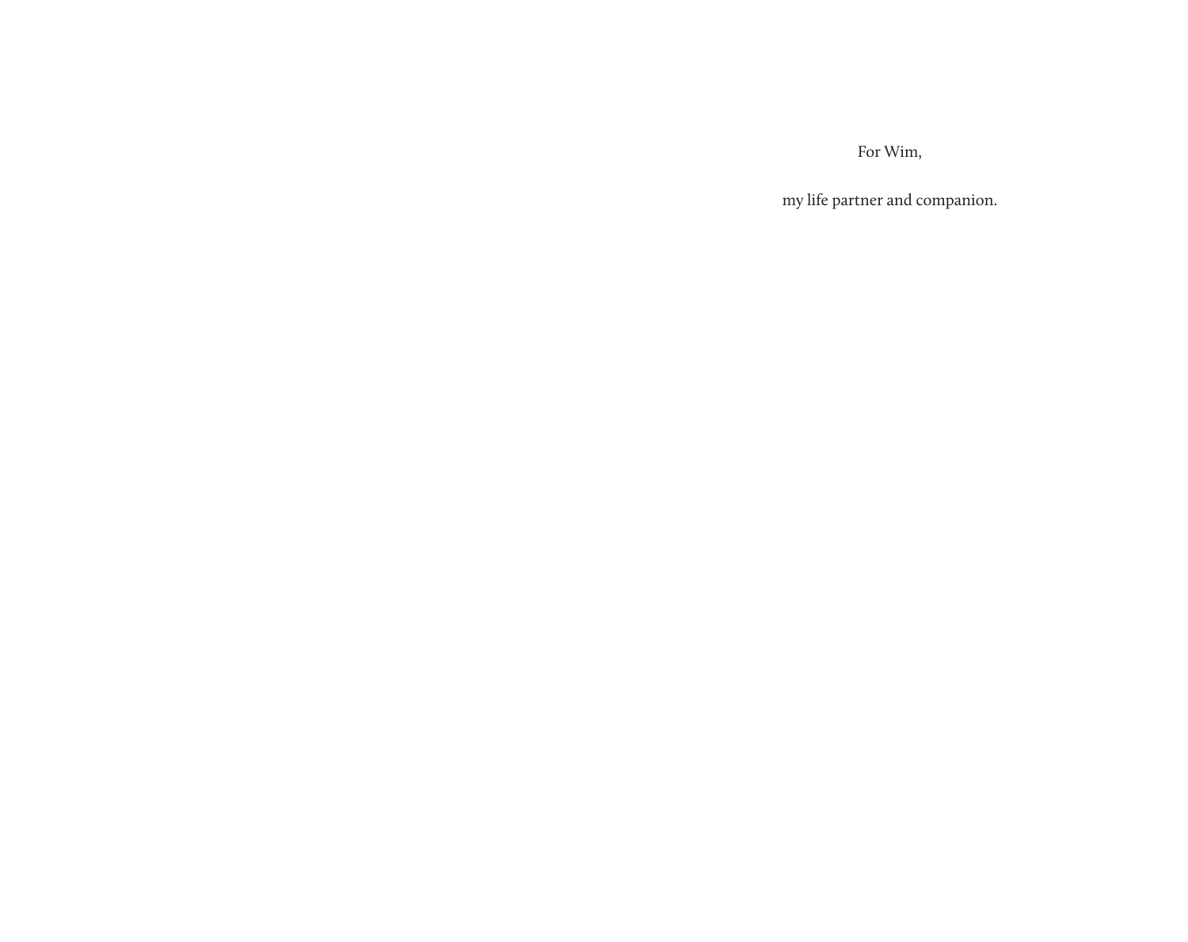For Wim,

my life partner and companion.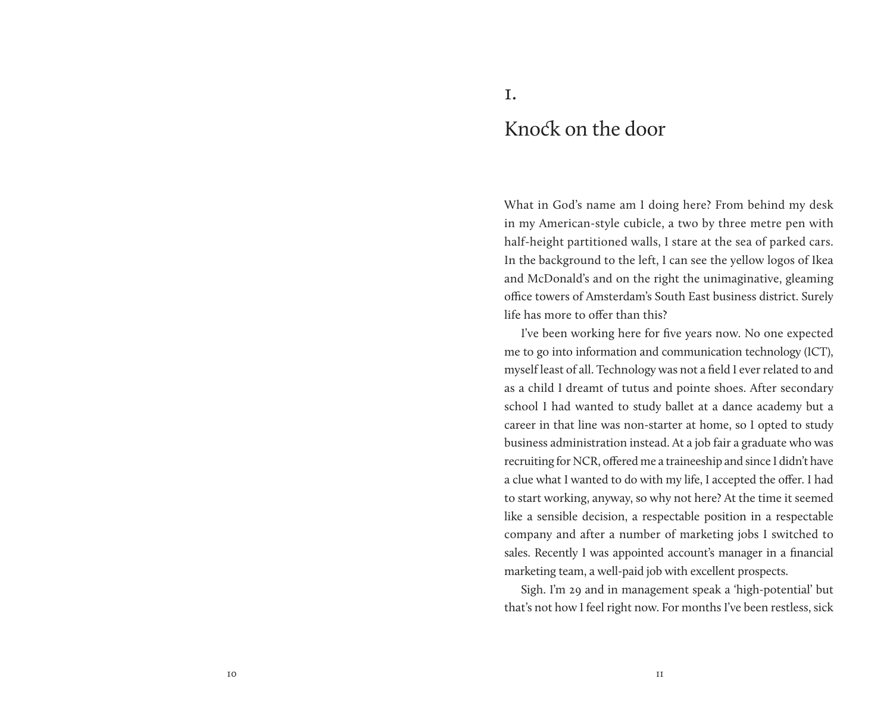# 1.

## Knock on the door

What in God's name am I doing here? From behind my desk in my American-style cubicle, a two by three metre pen with half-height partitioned walls, I stare at the sea of parked cars. In the background to the left, I can see the yellow logos of Ikea and McDonald's and on the right the unimaginative, gleaming office towers of Amsterdam's South East business district. Surely life has more to offer than this?

I've been working here for five years now. No one expected me to go into information and communication technology (ICT), myself least of all. Technology was not a field I ever related to and as a child I dreamt of tutus and pointe shoes. After secondary school I had wanted to study ballet at a dance academy but a career in that line was non-starter at home, so I opted to study business administration instead. At a job fair a graduate who was recruiting for NCR, offered me a traineeship and since I didn't have a clue what I wanted to do with my life, I accepted the offer. I had to start working, anyway, so why not here? At the time it seemed like a sensible decision, a respectable position in a respectable company and after a number of marketing jobs I switched to sales. Recently I was appointed account's manager in a financial marketing team, a well-paid job with excellent prospects.

Sigh. I'm 29 and in management speak a 'high-potential' but that's not how I feel right now. For months I've been restless, sick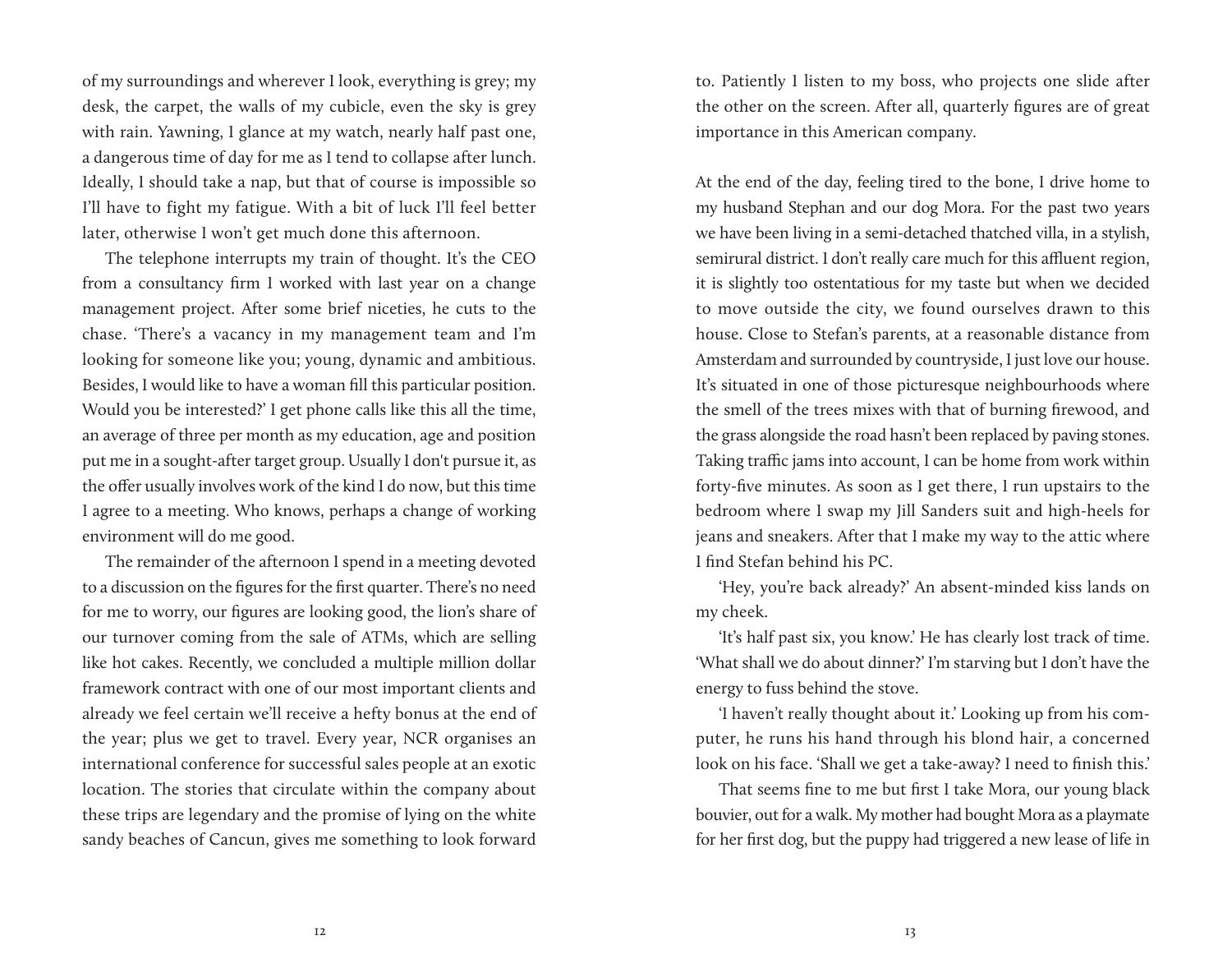of my surroundings and wherever I look, everything is grey; my desk, the carpet, the walls of my cubicle, even the sky is grey with rain. Yawning, I glance at my watch, nearly half past one, a dangerous time of day for me as I tend to collapse after lunch. Ideally, I should take a nap, but that of course is impossible so I'll have to fight my fatigue. With a bit of luck I'll feel better later, otherwise I won't get much done this afternoon.

The telephone interrupts my train of thought. It's the CEO from a consultancy firm I worked with last year on a change management project. After some brief niceties, he cuts to the chase. 'There's a vacancy in my management team and I'm looking for someone like you; young, dynamic and ambitious. Besides, I would like to have a woman fill this particular position. Would you be interested?' I get phone calls like this all the time, an average of three per month as my education, age and position put me in a sought-after target group. Usually I don't pursue it, as the offer usually involves work of the kind I do now, but this time I agree to a meeting. Who knows, perhaps a change of working environment will do me good.

The remainder of the afternoon I spend in a meeting devoted to a discussion on the figures for the first quarter. There's no need for me to worry, our figures are looking good, the lion's share of our turnover coming from the sale of ATMs, which are selling like hot cakes. Recently, we concluded a multiple million dollar framework contract with one of our most important clients and already we feel certain we'll receive a hefty bonus at the end of the year; plus we get to travel. Every year, NCR organises an international conference for successful sales people at an exotic location. The stories that circulate within the company about these trips are legendary and the promise of lying on the white sandy beaches of Cancun, gives me something to look forward to. Patiently I listen to my boss, who projects one slide after the other on the screen. After all, quarterly figures are of great importance in this American company.

At the end of the day, feeling tired to the bone, I drive home to my husband Stephan and our dog Mora. For the past two years we have been living in a semi-detached thatched villa, in a stylish, semirural district. I don't really care much for this affluent region, it is slightly too ostentatious for my taste but when we decided to move outside the city, we found ourselves drawn to this house. Close to Stefan's parents, at a reasonable distance from Amsterdam and surrounded by countryside, I just love our house. It's situated in one of those picturesque neighbourhoods where the smell of the trees mixes with that of burning firewood, and the grass alongside the road hasn't been replaced by paving stones. Taking traffic jams into account, I can be home from work within forty-five minutes. As soon as I get there, I run upstairs to the bedroom where I swap my Jill Sanders suit and high-heels for jeans and sneakers. After that I make my way to the attic where I find Stefan behind his PC.

'Hey, you're back already?' An absent-minded kiss lands on my cheek.

'It's half past six, you know.' He has clearly lost track of time. 'What shall we do about dinner?' I'm starving but I don't have the energy to fuss behind the stove.

'I haven't really thought about it.' Looking up from his computer, he runs his hand through his blond hair, a concerned look on his face. 'Shall we get a take-away? I need to finish this.'

That seems fine to me but first I take Mora, our young black bouvier, out for a walk. My mother had bought Mora as a playmate for her first dog, but the puppy had triggered a new lease of life in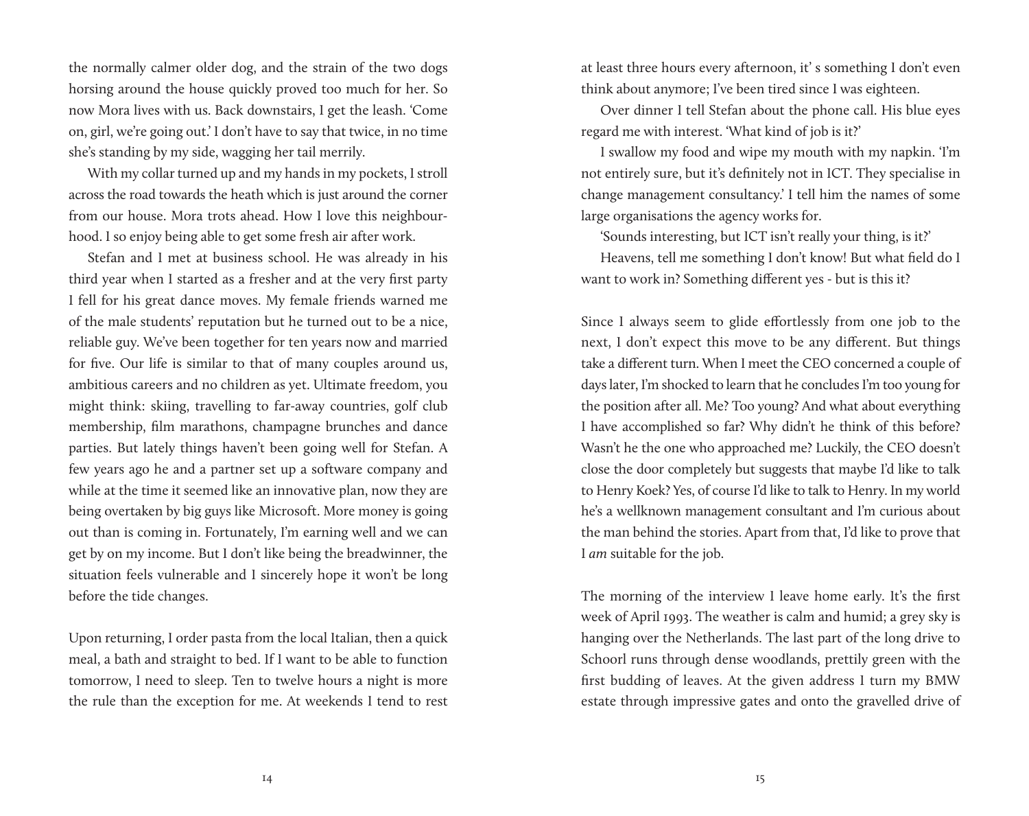the normally calmer older dog, and the strain of the two dogs horsing around the house quickly proved too much for her. So now Mora lives with us. Back downstairs, I get the leash. 'Come on, girl, we're going out.' I don't have to say that twice, in no time she's standing by my side, wagging her tail merrily.

With my collar turned up and my hands in my pockets, I stroll across the road towards the heath which is just around the corner from our house. Mora trots ahead. How I love this neighbourhood. I so enjoy being able to get some fresh air after work.

Stefan and I met at business school. He was already in his third year when I started as a fresher and at the very first party I fell for his great dance moves. My female friends warned me of the male students' reputation but he turned out to be a nice, reliable guy. We've been together for ten years now and married for five. Our life is similar to that of many couples around us, ambitious careers and no children as yet. Ultimate freedom, you might think: skiing, travelling to far-away countries, golf club membership, film marathons, champagne brunches and dance parties. But lately things haven't been going well for Stefan. A few years ago he and a partner set up a software company and while at the time it seemed like an innovative plan, now they are being overtaken by big guys like Microsoft. More money is going out than is coming in. Fortunately, I'm earning well and we can get by on my income. But I don't like being the breadwinner, the situation feels vulnerable and I sincerely hope it won't be long before the tide changes.

Upon returning, I order pasta from the local Italian, then a quick meal, a bath and straight to bed. If I want to be able to function tomorrow, I need to sleep. Ten to twelve hours a night is more the rule than the exception for me. At weekends I tend to rest at least three hours every afternoon, it' s something I don't even think about anymore; I've been tired since I was eighteen.

Over dinner I tell Stefan about the phone call. His blue eyes regard me with interest. 'What kind of job is it?'

I swallow my food and wipe my mouth with my napkin. 'I'm not entirely sure, but it's definitely not in ICT. They specialise in change management consultancy.' I tell him the names of some large organisations the agency works for.

'Sounds interesting, but ICT isn't really your thing, is it?'

Heavens, tell me something I don't know! But what field do I want to work in? Something different yes - but is this it?

Since I always seem to glide effortlessly from one job to the next, I don't expect this move to be any different. But things take a different turn. When I meet the CEO concerned a couple of days later, I'm shocked to learn that he concludes I'm too young for the position after all. Me? Too young? And what about everything I have accomplished so far? Why didn't he think of this before? Wasn't he the one who approached me? Luckily, the CEO doesn't close the door completely but suggests that maybe I'd like to talk to Henry Koek? Yes, of course I'd like to talk to Henry. In my world he's a wellknown management consultant and I'm curious about the man behind the stories. Apart from that, I'd like to prove that I *am* suitable for the job.

The morning of the interview I leave home early. It's the first week of April 1993. The weather is calm and humid; a grey sky is hanging over the Netherlands. The last part of the long drive to Schoorl runs through dense woodlands, prettily green with the first budding of leaves. At the given address I turn my BMW estate through impressive gates and onto the gravelled drive of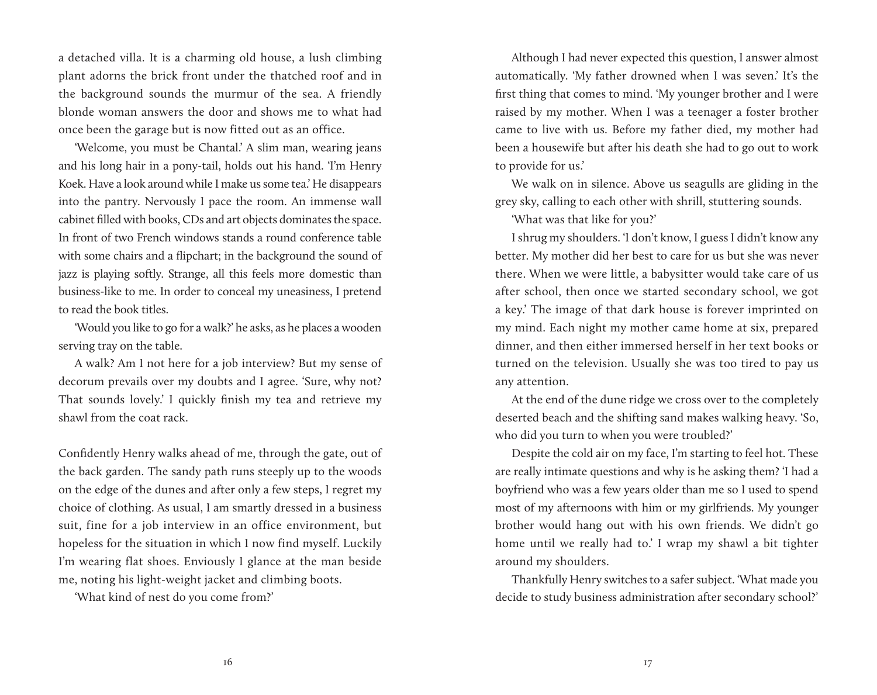a detached villa. It is a charming old house, a lush climbing plant adorns the brick front under the thatched roof and in the background sounds the murmur of the sea. A friendly blonde woman answers the door and shows me to what had once been the garage but is now fitted out as an office.

'Welcome, you must be Chantal.' A slim man, wearing jeans and his long hair in a pony-tail, holds out his hand. 'I'm Henry Koek. Have a look around while I make us some tea.' He disappears into the pantry. Nervously I pace the room. An immense wall cabinet filled with books, CDs and art objects dominates the space. In front of two French windows stands a round conference table with some chairs and a flipchart; in the background the sound of jazz is playing softly. Strange, all this feels more domestic than business-like to me. In order to conceal my uneasiness, I pretend to read the book titles.

'Would you like to go for a walk?' he asks, as he places a wooden serving tray on the table.

A walk? Am I not here for a job interview? But my sense of decorum prevails over my doubts and I agree. 'Sure, why not? That sounds lovely.' I quickly finish my tea and retrieve my shawl from the coat rack.

Confidently Henry walks ahead of me, through the gate, out of the back garden. The sandy path runs steeply up to the woods on the edge of the dunes and after only a few steps, I regret my choice of clothing. As usual, I am smartly dressed in a business suit, fine for a job interview in an office environment, but hopeless for the situation in which I now find myself. Luckily I'm wearing flat shoes. Enviously I glance at the man beside me, noting his light-weight jacket and climbing boots.

'What kind of nest do you come from?'

Although I had never expected this question, I answer almost automatically. 'My father drowned when I was seven.' It's the first thing that comes to mind. 'My younger brother and I were raised by my mother. When I was a teenager a foster brother came to live with us. Before my father died, my mother had been a housewife but after his death she had to go out to work to provide for us.'

We walk on in silence. Above us seagulls are gliding in the grey sky, calling to each other with shrill, stuttering sounds.

'What was that like for you?'

I shrug my shoulders. 'I don't know, I guess I didn't know any better. My mother did her best to care for us but she was never there. When we were little, a babysitter would take care of us after school, then once we started secondary school, we got a key.' The image of that dark house is forever imprinted on my mind. Each night my mother came home at six, prepared dinner, and then either immersed herself in her text books or turned on the television. Usually she was too tired to pay us any attention.

At the end of the dune ridge we cross over to the completely deserted beach and the shifting sand makes walking heavy. 'So, who did you turn to when you were troubled?'

Despite the cold air on my face, I'm starting to feel hot. These are really intimate questions and why is he asking them? 'I had a boyfriend who was a few years older than me so I used to spend most of my afternoons with him or my girlfriends. My younger brother would hang out with his own friends. We didn't go home until we really had to.' I wrap my shawl a bit tighter around my shoulders.

Thankfully Henry switches to a safer subject. 'What made you decide to study business administration after secondary school?'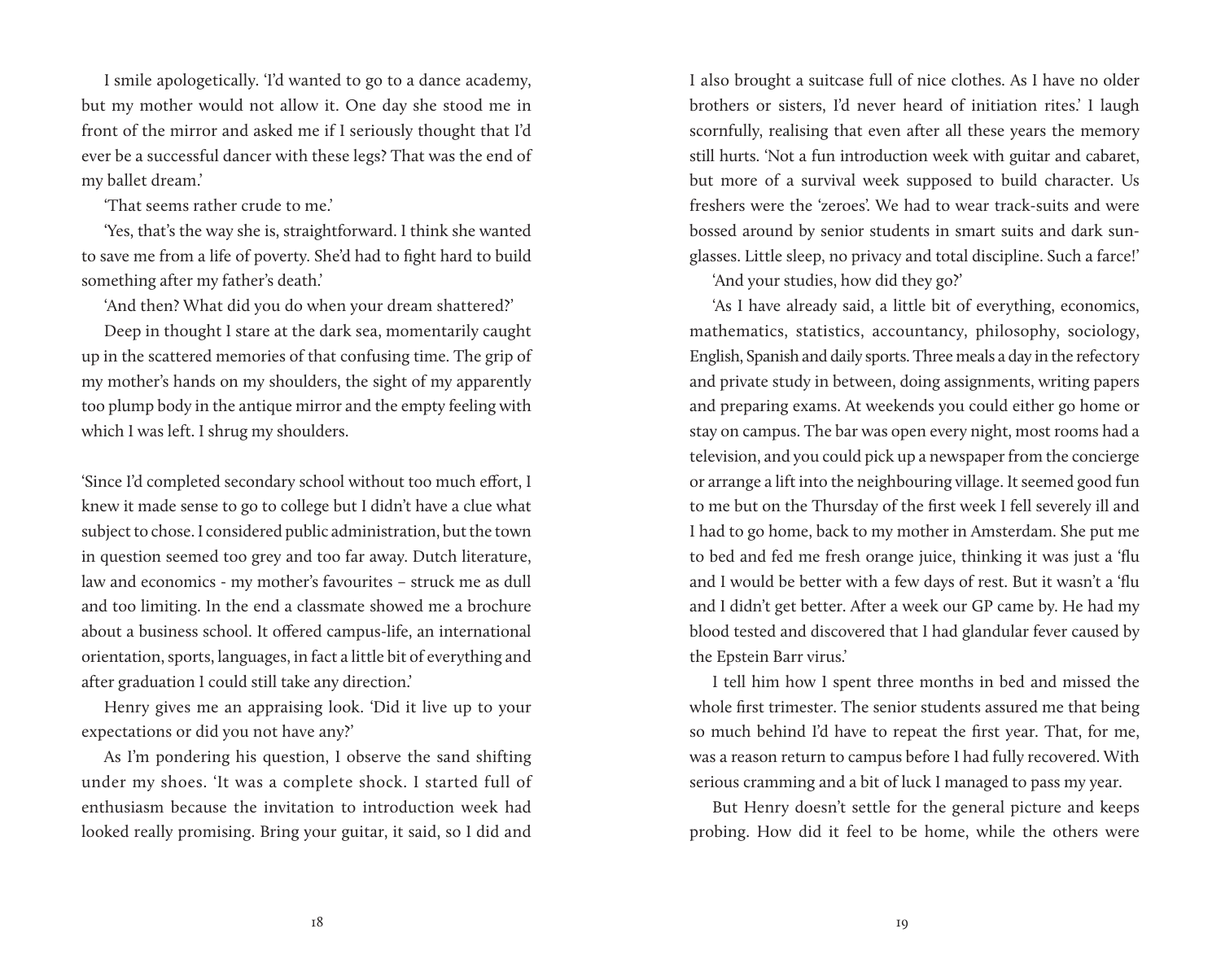I smile apologetically. 'I'd wanted to go to a dance academy, but my mother would not allow it. One day she stood me in front of the mirror and asked me if I seriously thought that I'd ever be a successful dancer with these legs? That was the end of my ballet dream.'

'That seems rather crude to me.'

'Yes, that's the way she is, straightforward. I think she wanted to save me from a life of poverty. She'd had to fight hard to build something after my father's death.'

'And then? What did you do when your dream shattered?'

Deep in thought I stare at the dark sea, momentarily caught up in the scattered memories of that confusing time. The grip of my mother's hands on my shoulders, the sight of my apparently too plump body in the antique mirror and the empty feeling with which I was left. I shrug my shoulders.

'Since I'd completed secondary school without too much effort, I knew it made sense to go to college but I didn't have a clue what subject to chose. I considered public administration, but the town in question seemed too grey and too far away. Dutch literature, law and economics - my mother's favourites – struck me as dull and too limiting. In the end a classmate showed me a brochure about a business school. It offered campus-life, an international orientation, sports, languages, in fact a little bit of everything and after graduation I could still take any direction.'

Henry gives me an appraising look. 'Did it live up to your expectations or did you not have any?'

As I'm pondering his question, I observe the sand shifting under my shoes. 'It was a complete shock. I started full of enthusiasm because the invitation to introduction week had looked really promising. Bring your guitar, it said, so I did and I also brought a suitcase full of nice clothes. As I have no older brothers or sisters, I'd never heard of initiation rites.' I laugh scornfully, realising that even after all these years the memory still hurts. 'Not a fun introduction week with guitar and cabaret, but more of a survival week supposed to build character. Us freshers were the 'zeroes'. We had to wear track-suits and were bossed around by senior students in smart suits and dark sunglasses. Little sleep, no privacy and total discipline. Such a farce!'

'And your studies, how did they go?'

'As I have already said, a little bit of everything, economics, mathematics, statistics, accountancy, philosophy, sociology, English, Spanish and daily sports. Three meals a day in the refectory and private study in between, doing assignments, writing papers and preparing exams. At weekends you could either go home or stay on campus. The bar was open every night, most rooms had a television, and you could pick up a newspaper from the concierge or arrange a lift into the neighbouring village. It seemed good fun to me but on the Thursday of the first week I fell severely ill and I had to go home, back to my mother in Amsterdam. She put me to bed and fed me fresh orange juice, thinking it was just a 'flu and I would be better with a few days of rest. But it wasn't a 'flu and I didn't get better. After a week our GP came by. He had my blood tested and discovered that I had glandular fever caused by the Epstein Barr virus.'

I tell him how I spent three months in bed and missed the whole first trimester. The senior students assured me that being so much behind I'd have to repeat the first year. That, for me, was a reason return to campus before I had fully recovered. With serious cramming and a bit of luck I managed to pass my year.

But Henry doesn't settle for the general picture and keeps probing. How did it feel to be home, while the others were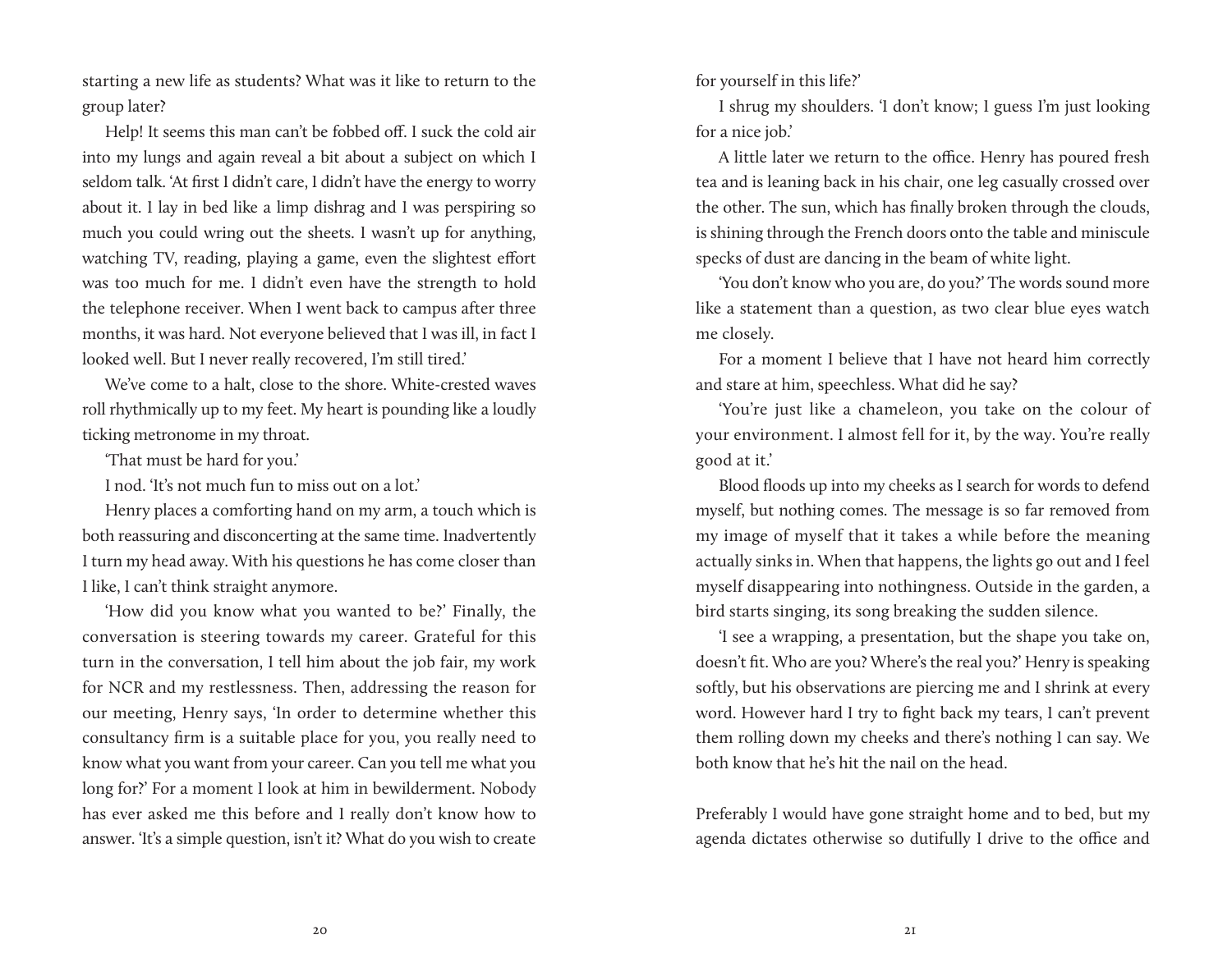starting a new life as students? What was it like to return to the group later?

Help! It seems this man can't be fobbed off. I suck the cold air into my lungs and again reveal a bit about a subject on which I seldom talk. 'At first I didn't care, I didn't have the energy to worry about it. I lay in bed like a limp dishrag and I was perspiring so much you could wring out the sheets. I wasn't up for anything, watching TV, reading, playing a game, even the slightest effort was too much for me. I didn't even have the strength to hold the telephone receiver. When I went back to campus after three months, it was hard. Not everyone believed that I was ill, in fact I looked well. But I never really recovered, I'm still tired.'

We've come to a halt, close to the shore. White-crested waves roll rhythmically up to my feet. My heart is pounding like a loudly ticking metronome in my throat.

'That must be hard for you.'

I nod. 'It's not much fun to miss out on a lot.'

Henry places a comforting hand on my arm, a touch which is both reassuring and disconcerting at the same time. Inadvertently I turn my head away. With his questions he has come closer than I like, I can't think straight anymore.

'How did you know what you wanted to be?' Finally, the conversation is steering towards my career. Grateful for this turn in the conversation, I tell him about the job fair, my work for NCR and my restlessness. Then, addressing the reason for our meeting, Henry says, 'In order to determine whether this consultancy firm is a suitable place for you, you really need to know what you want from your career. Can you tell me what you long for?' For a moment I look at him in bewilderment. Nobody has ever asked me this before and I really don't know how to answer. 'It's a simple question, isn't it? What do you wish to create for yourself in this life?'

I shrug my shoulders. 'I don't know; I guess I'm just looking for a nice job.'

A little later we return to the office. Henry has poured fresh tea and is leaning back in his chair, one leg casually crossed over the other. The sun, which has finally broken through the clouds, is shining through the French doors onto the table and miniscule specks of dust are dancing in the beam of white light.

'You don't know who you are, do you?' The words sound more like a statement than a question, as two clear blue eyes watch me closely.

For a moment I believe that I have not heard him correctly and stare at him, speechless. What did he say?

'You're just like a chameleon, you take on the colour of your environment. I almost fell for it, by the way. You're really good at it.'

Blood floods up into my cheeks as I search for words to defend myself, but nothing comes. The message is so far removed from my image of myself that it takes a while before the meaning actually sinks in. When that happens, the lights go out and I feel myself disappearing into nothingness. Outside in the garden, a bird starts singing, its song breaking the sudden silence.

'I see a wrapping, a presentation, but the shape you take on, doesn't fit. Who are you? Where's the real you?' Henry is speaking softly, but his observations are piercing me and I shrink at every word. However hard I try to fight back my tears, I can't prevent them rolling down my cheeks and there's nothing I can say. We both know that he's hit the nail on the head.

Preferably I would have gone straight home and to bed, but my agenda dictates otherwise so dutifully I drive to the office and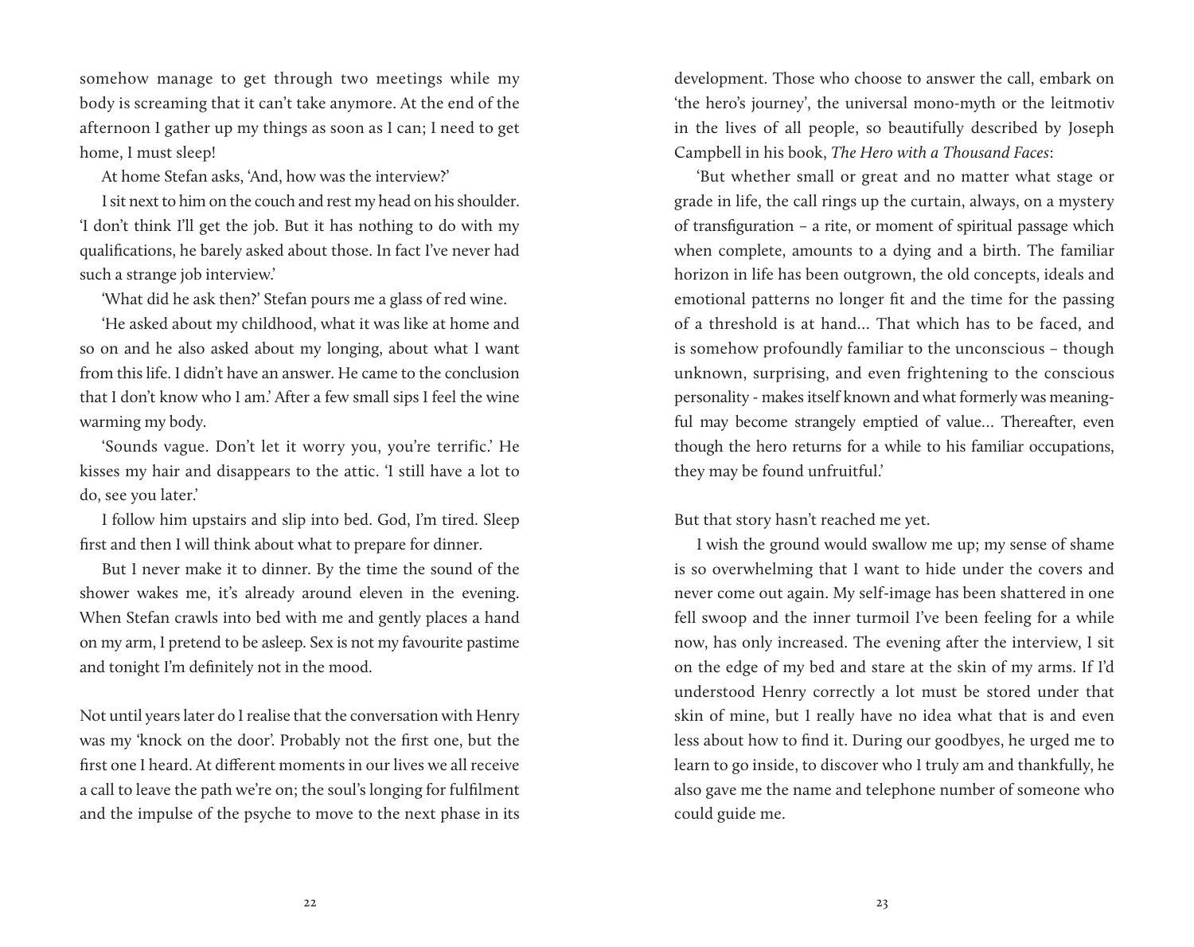somehow manage to get through two meetings while my body is screaming that it can't take anymore. At the end of the afternoon I gather up my things as soon as I can; I need to get home, I must sleep!

At home Stefan asks, 'And, how was the interview?'

I sit next to him on the couch and rest my head on his shoulder. 'I don't think I'll get the job. But it has nothing to do with my qualifications, he barely asked about those. In fact I've never had such a strange job interview.'

'What did he ask then?' Stefan pours me a glass of red wine.

'He asked about my childhood, what it was like at home and so on and he also asked about my longing, about what I want from this life. I didn't have an answer. He came to the conclusion that I don't know who I am.' After a few small sips I feel the wine warming my body.

'Sounds vague. Don't let it worry you, you're terrific.' He kisses my hair and disappears to the attic. 'I still have a lot to do, see you later.'

I follow him upstairs and slip into bed. God, I'm tired. Sleep first and then I will think about what to prepare for dinner.

But I never make it to dinner. By the time the sound of the shower wakes me, it's already around eleven in the evening. When Stefan crawls into bed with me and gently places a hand on my arm, I pretend to be asleep. Sex is not my favourite pastime and tonight I'm definitely not in the mood.

Not until years later do I realise that the conversation with Henry was my 'knock on the door'. Probably not the first one, but the first one I heard. At different moments in our lives we all receive a call to leave the path we're on; the soul's longing for fulfilment and the impulse of the psyche to move to the next phase in its development. Those who choose to answer the call, embark on 'the hero's journey', the universal mono-myth or the leitmotiv in the lives of all people, so beautifully described by Joseph Campbell in his book, *The Hero with a Thousand Faces*:

'But whether small or great and no matter what stage or grade in life, the call rings up the curtain, always, on a mystery of transfiguration – a rite, or moment of spiritual passage which when complete, amounts to a dying and a birth. The familiar horizon in life has been outgrown, the old concepts, ideals and emotional patterns no longer fit and the time for the passing of a threshold is at hand… That which has to be faced, and is somehow profoundly familiar to the unconscious – though unknown, surprising, and even frightening to the conscious personality - makes itself known and what formerly was meaningful may become strangely emptied of value… Thereafter, even though the hero returns for a while to his familiar occupations, they may be found unfruitful.'

But that story hasn't reached me yet.

I wish the ground would swallow me up; my sense of shame is so overwhelming that I want to hide under the covers and never come out again. My self-image has been shattered in one fell swoop and the inner turmoil I've been feeling for a while now, has only increased. The evening after the interview, I sit on the edge of my bed and stare at the skin of my arms. If I'd understood Henry correctly a lot must be stored under that skin of mine, but I really have no idea what that is and even less about how to find it. During our goodbyes, he urged me to learn to go inside, to discover who I truly am and thankfully, he also gave me the name and telephone number of someone who could guide me.